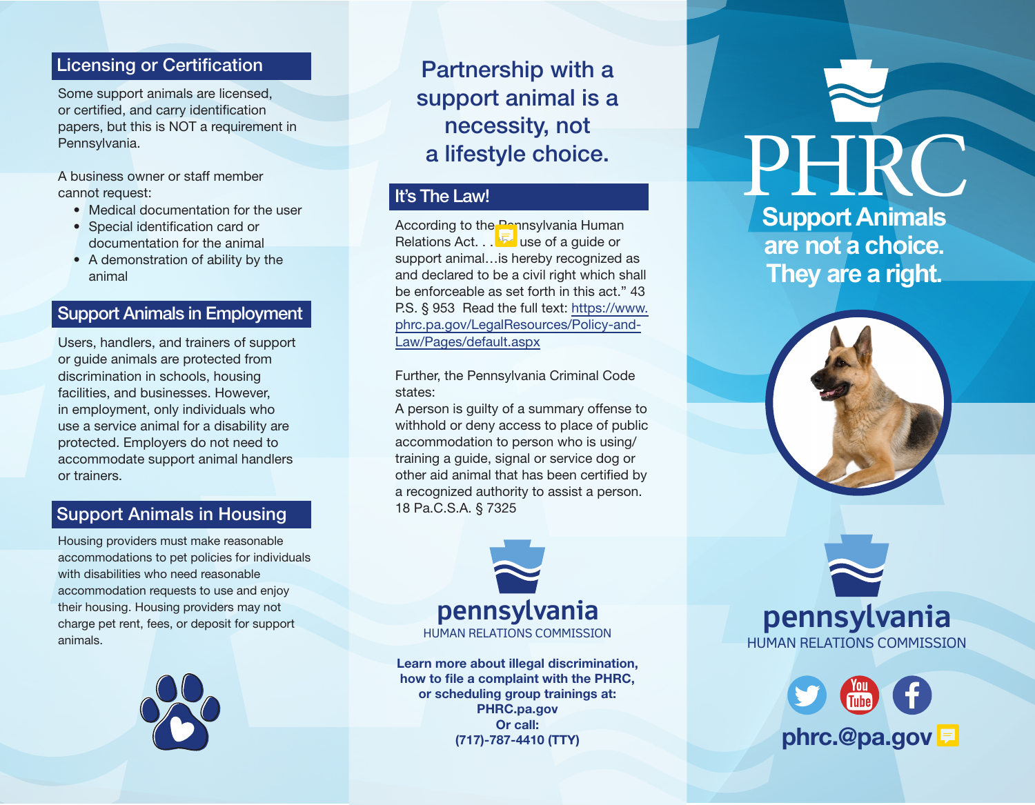## Licensing or Certification

Some support animals are licensed, or certified, and carry identification papers, but this is NOT a requirement in Pennsylvania.

A business owner or staff member cannot request:

- Medical documentation for the user
- Special identification card or documentation for the animal
- A demonstration of ability by the animal

## Support Animals in Employment

Users, handlers, and trainers of support or guide animals are protected from discrimination in schools, housing facilities, and businesses. However, in employment, only individuals who use a service animal for a disability are protected. Employers do not need to accommodate support animal handlers or trainers.

## Support Animals in Housing

Housing providers must make reasonable accommodations to pet policies for individuals with disabilities who need reasonable accommodation requests to use and enjoy their housing. Housing providers may not charge pet rent, fees, or deposit for support animals.

# Partnership with a support animal is a necessity, not a lifestyle choice.

## It's The Law!

According to the Pennsylvania Human Relations Act. . . use of a guide or support animal…is hereby recognized as and declared to be a civil right which shall be enforceable as set forth in this act." 43 P.S. § 953 Read the full text: https://www.phrc.pa.gov/LegalResources/Policy-and-Law/Pages/default.aspx

Further, the Pennsylvania Criminal Code states:
A person is guilty of a summary offense to withhold or deny access to place of public accommodation to person who is using/training a guide, signal or service dog or other aid animal that has been certified by a recognized authority to assist a person. 18 Pa.C.S.A. § 7325

**pennsylvania**
HUMAN RELATIONS COMMISSION

**Learn more about illegal discrimination, how to file a complaint with the PHRC, or scheduling group trainings at: PHRC.pa.gov**
**Or call:**
**(717)-787-4410 (TTY)**

# PHRC

## Support Animals are not a choice. They are a right.

**pennsylvania**
HUMAN RELATIONS COMMISSION

**phrc.@pa.gov**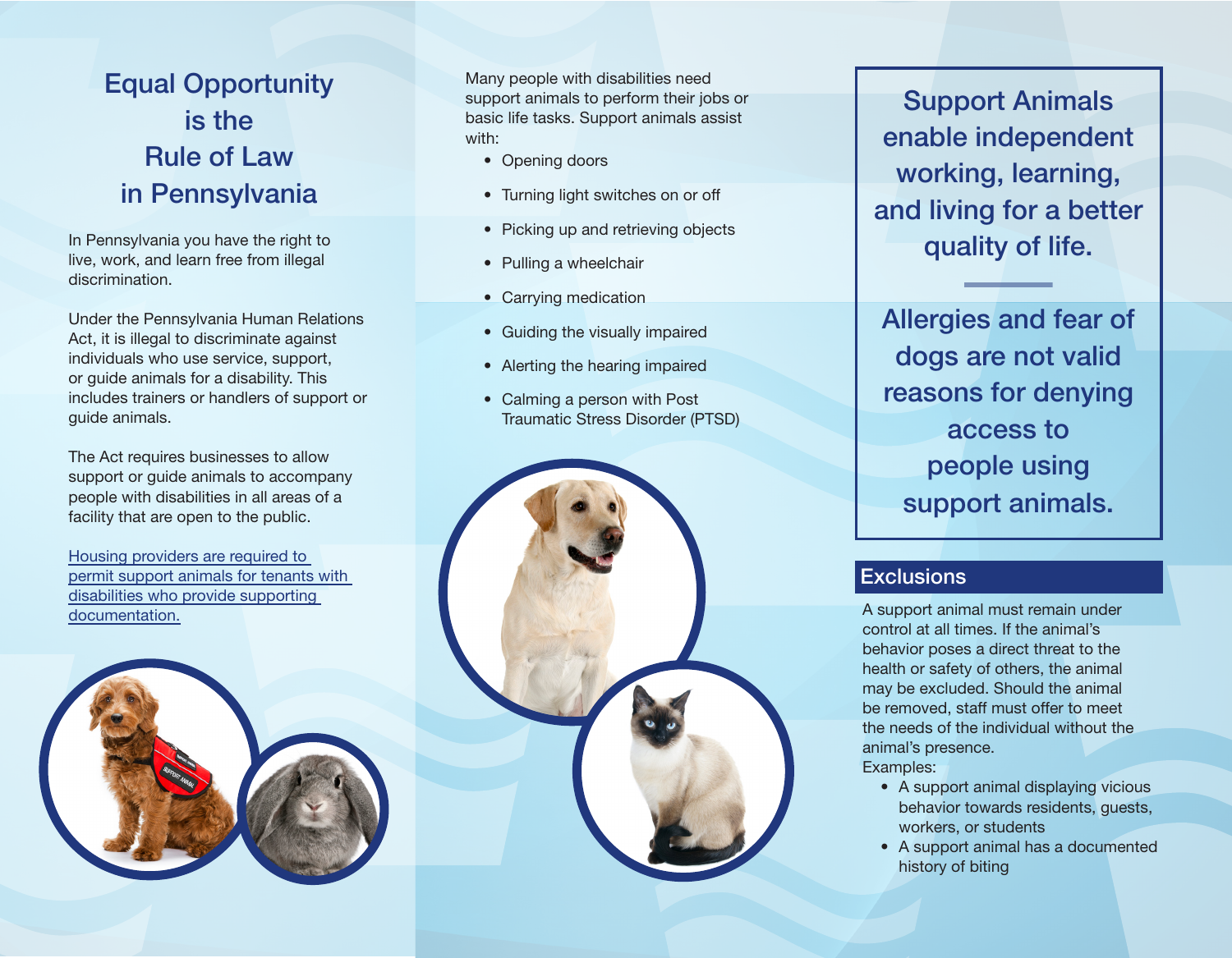# Equal Opportunity is the Rule of Law in Pennsylvania

In Pennsylvania you have the right to live, work, and learn free from illegal discrimination.

Under the Pennsylvania Human Relations Act, it is illegal to discriminate against individuals who use service, support, or guide animals for a disability. This includes trainers or handlers of support or guide animals.

The Act requires businesses to allow support or guide animals to accompany people with disabilities in all areas of a facility that are open to the public.

Housing providers are required to permit support animals for tenants with disabilities who provide supporting documentation.

Many people with disabilities need support animals to perform their jobs or basic life tasks. Support animals assist with:

- Opening doors
- Turning light switches on or off
- Picking up and retrieving objects
- Pulling a wheelchair
- Carrying medication
- Guiding the visually impaired
- Alerting the hearing impaired
- Calming a person with Post Traumatic Stress Disorder (PTSD)

## Support Animals enable independent working, learning, and living for a better quality of life.

## Allergies and fear of dogs are not valid reasons for denying access to people using support animals.

## Exclusions

A support animal must remain under control at all times. If the animal's behavior poses a direct threat to the health or safety of others, the animal may be excluded. Should the animal be removed, staff must offer to meet the needs of the individual without the animal's presence.

Examples:

- A support animal displaying vicious behavior towards residents, guests, workers, or students
- A support animal has a documented history of biting